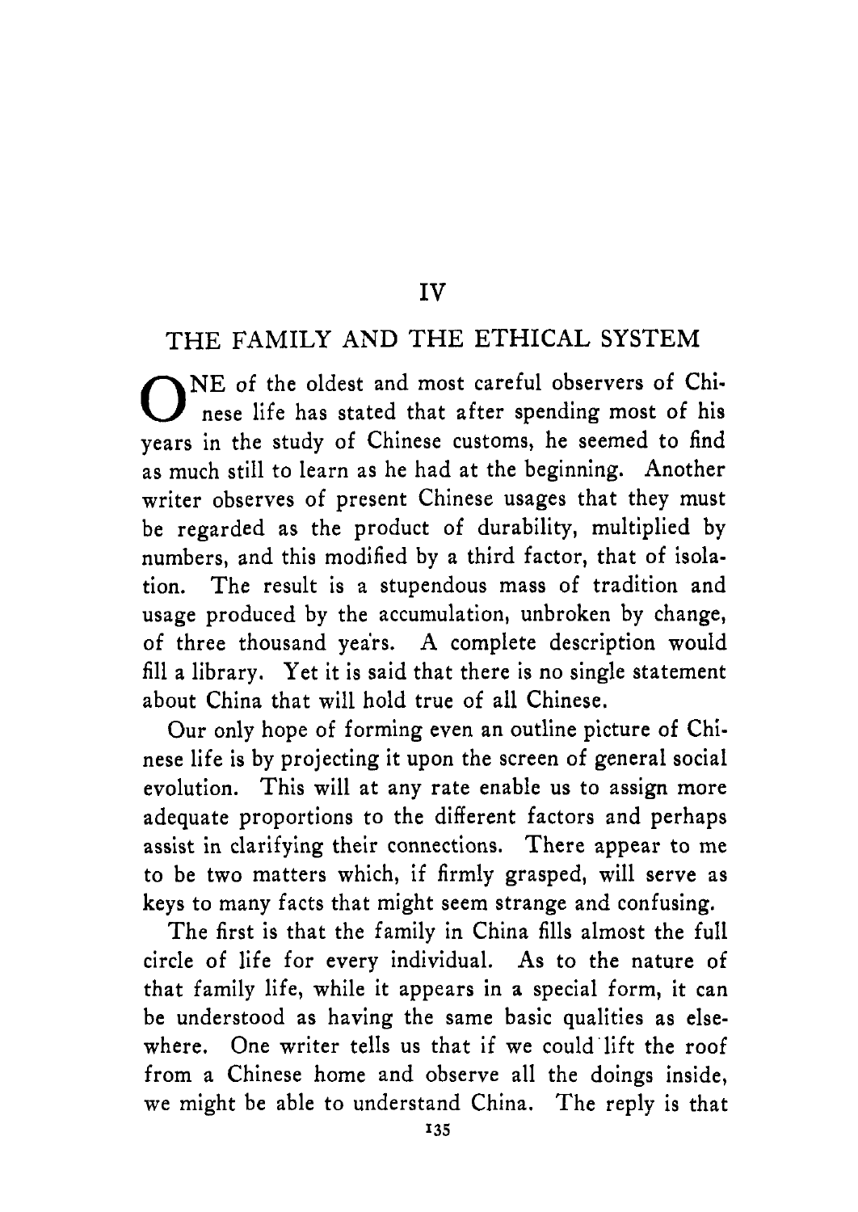# IV

## THE FAMILY AND THE ETHICAL SYSTEM

ONE of the oldest and most careful observers of Chinese life has stated that after spending most of his years in the study of Chinese customs, he seemed to find as much still to learn as he had at the beginning. Another writer observes of present Chinese usages that they must be regarded as the product of durability, multiplied by numbers, and this modified by a third factor, that of isolation. The result is a stupendous mass of tradition and usage produced by the accumulation, unbroken by change, of three thousand years. A complete description would fill a library. Yet it is said that there is no single statement about China that will hold true of all Chinese.

Our only hope of forming even an outline picture of Chinese life is by projecting it upon the screen of general social evolution. This will at any rate enable us to assign more adequate proportions to the different factors and perhaps assist in clarifying their connections. There appear to me to be two matters which, if firmly grasped, will serve as keys to many facts that might seem strange and confusing.

The first is that the family in China fills almost the full circle of life for every individual. As to the nature of that family life, while it appears in a special form, it can be understood as having the same basic qualities as elsewhere. One writer tells us that if we could lift the roof from a Chinese home and observe all the doings inside, we might be able to understand China. The reply is that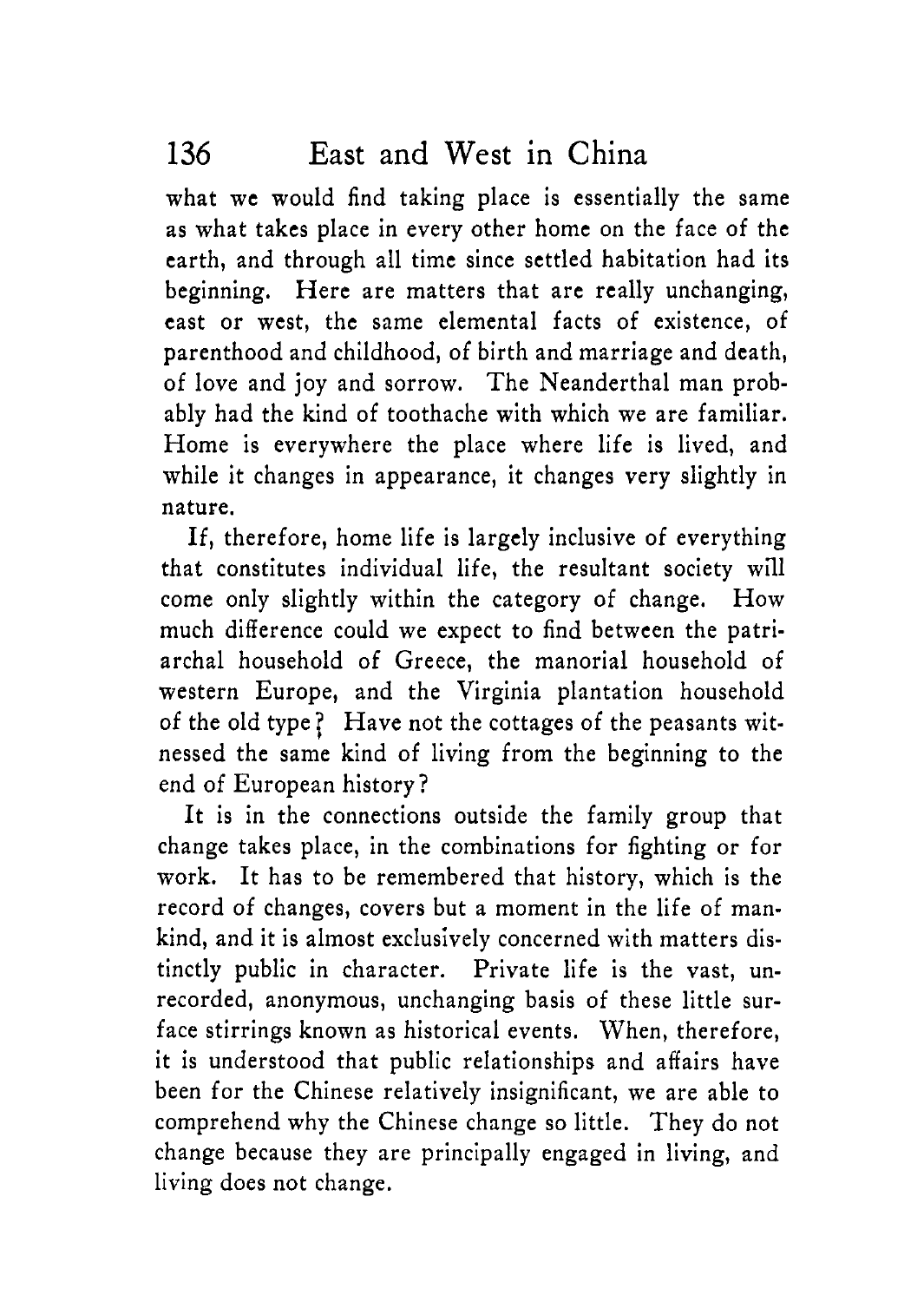what we would find taking place is essentially the same as what takes place in every other home on the face of the earth, and through all time since settled habitation had its beginning. Here are matters that are really unchanging, east or west, the same elemental facts of existence, of parenthood and childhood, of birth and marriage and death, of love and joy and sorrow. The Neanderthal man probably had the kind of toothache with which we are familiar. Home is everywhere the place where life is lived, and while it changes in appearance, it changes very slightly in nature.

If, therefore, home life is largely inclusive of everything that constitutes individual life, the resultant society will come only slightly within the category of change. How much difference could we expect to find between the patriarchal household of Greece, the manorial household of western Europe, and the Virginia plantation household of the old type? Have not the cottages of the peasants witnessed the same kind of living from the beginning to the end of European history?

It is in the connections outside the family group that change takes place, in the combinations for fighting or for work. It has to be remembered that history, which is the record of changes, covers but a moment in the life of mankind, and it is almost exclusively concerned with matters distinctly public in character. Private life is the vast, unrecorded, anonymous, unchanging basis of these little surface stirrings known as historical events. When, therefore, it is understood that public relationships and affairs have been for the Chinese relatively insignificant, we are able to comprehend why the Chinese change so little. They do not change because they are principally engaged in living, and living does not change.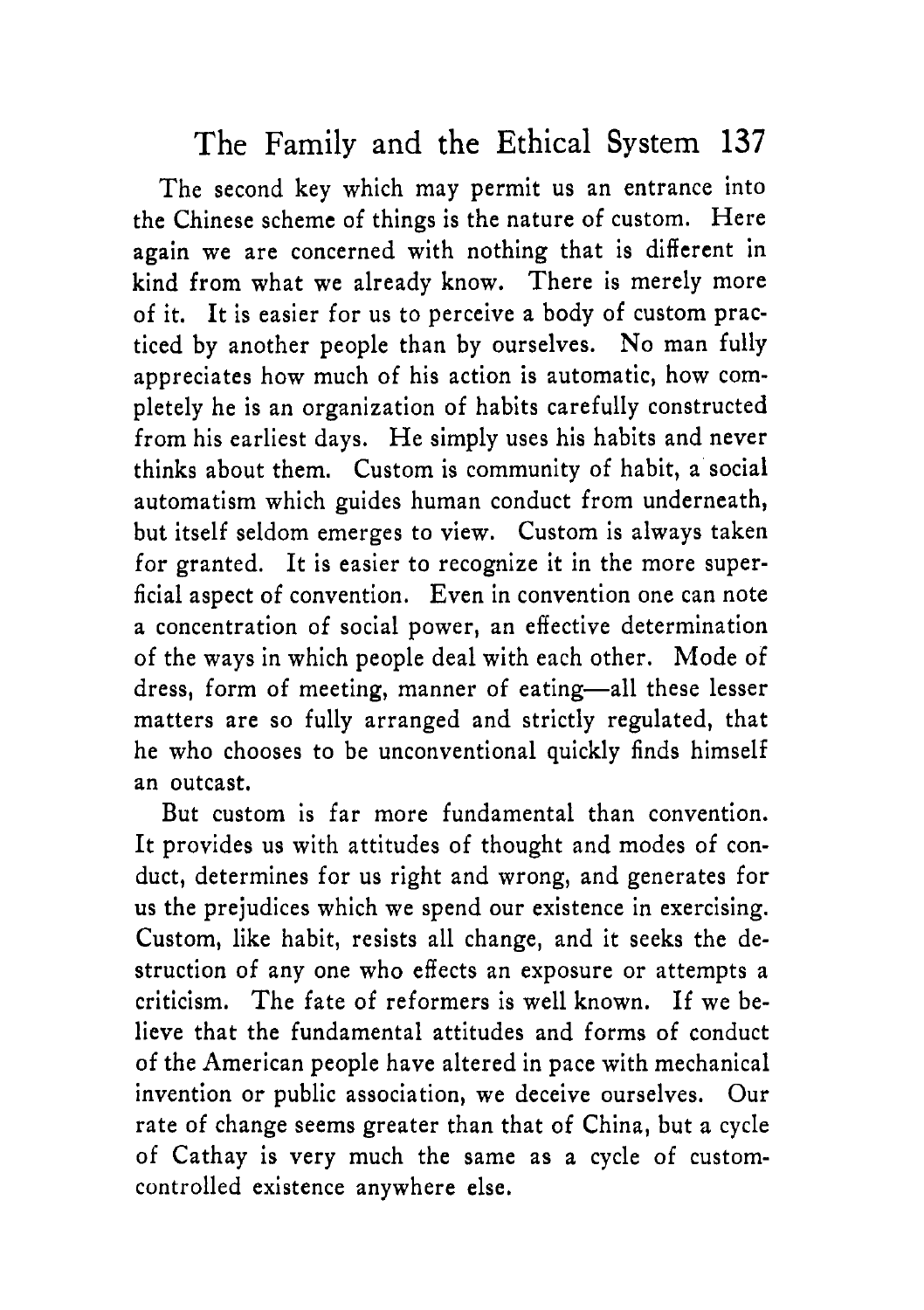The second key which may permit us an entrance into the Chinese scheme of things is the nature of custom. Here again we are concerned with nothing that is different in kind from what we already know. There is merely more of it. It is easier for us to perceive a body of custom practiced by another people than by ourselves. No man fully appreciates how much of his action is automatic, how completely he is an organization of habits carefully constructed from his earliest days. He simply uses his habits and never thinks about them. Custom is community of habit, a social automatism which guides human conduct from underneath, but itself seldom emerges to view. Custom is always taken for granted. It is easier to recognize it in the more superficial aspect of convention. Even in convention one can note a concentration of social power, an effective determination of the ways in which people deal with each other. Mode of dress, form of meeting, manner of eating—all these lesser matters are so fully arranged and strictly regulated, that he who chooses to be unconventional quickly finds himself an outcast.

But custom is far more fundamental than convention. It provides us with attitudes of thought and modes of conduct, determines for us right and wrong, and generates for us the prejudices which we spend our existence in exercising. Custom, like habit, resists all change, and it seeks the destruction of any one who effects an exposure or attempts a criticism. The fate of reformers is well known. If we believe that the fundamental attitudes and forms of conduct of the American people have altered in pace with mechanical invention or public association, we deceive ourselves. Our rate of change seems greater than that of China, but a cycle of Cathay is very much the same as a cycle of custom-controlled existence anywhere else.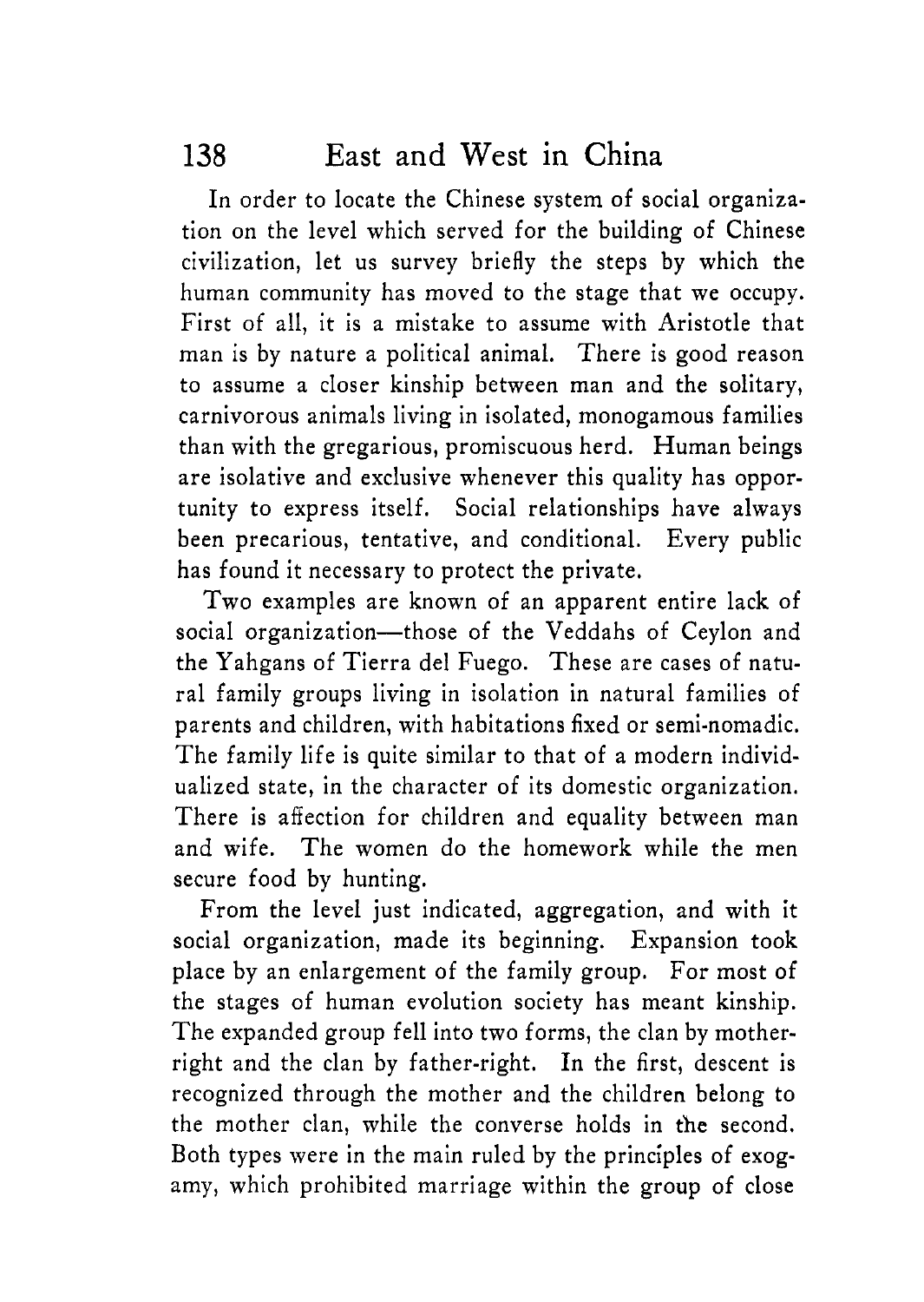In order to locate the Chinese system of social organization on the level which served for the building of Chinese civilization, let us survey briefly the steps by which the human community has moved to the stage that we occupy. First of all, it is a mistake to assume with Aristotle that man is by nature a political animal. There is good reason to assume a closer kinship between man and the solitary, carnivorous animals living in isolated, monogamous families than with the gregarious, promiscuous herd. Human beings are isolative and exclusive whenever this quality has opportunity to express itself. Social relationships have always been precarious, tentative, and conditional. Every public has found it necessary to protect the private.

Two examples are known of an apparent entire lack of social organization—those of the Veddahs of Ceylon and the Yahgans of Tierra del Fuego. These are cases of natural family groups living in isolation in natural families of parents and children, with habitations fixed or semi-nomadic. The family life is quite similar to that of a modern individualized state, in the character of its domestic organization. There is affection for children and equality between man and wife. The women do the homework while the men secure food by hunting.

From the level just indicated, aggregation, and with it social organization, made its beginning. Expansion took place by an enlargement of the family group. For most of the stages of human evolution society has meant kinship. The expanded group fell into two forms, the clan by mother-right and the clan by father-right. In the first, descent is recognized through the mother and the children belong to the mother clan, while the converse holds in the second. Both types were in the main ruled by the principles of exogamy, which prohibited marriage within the group of close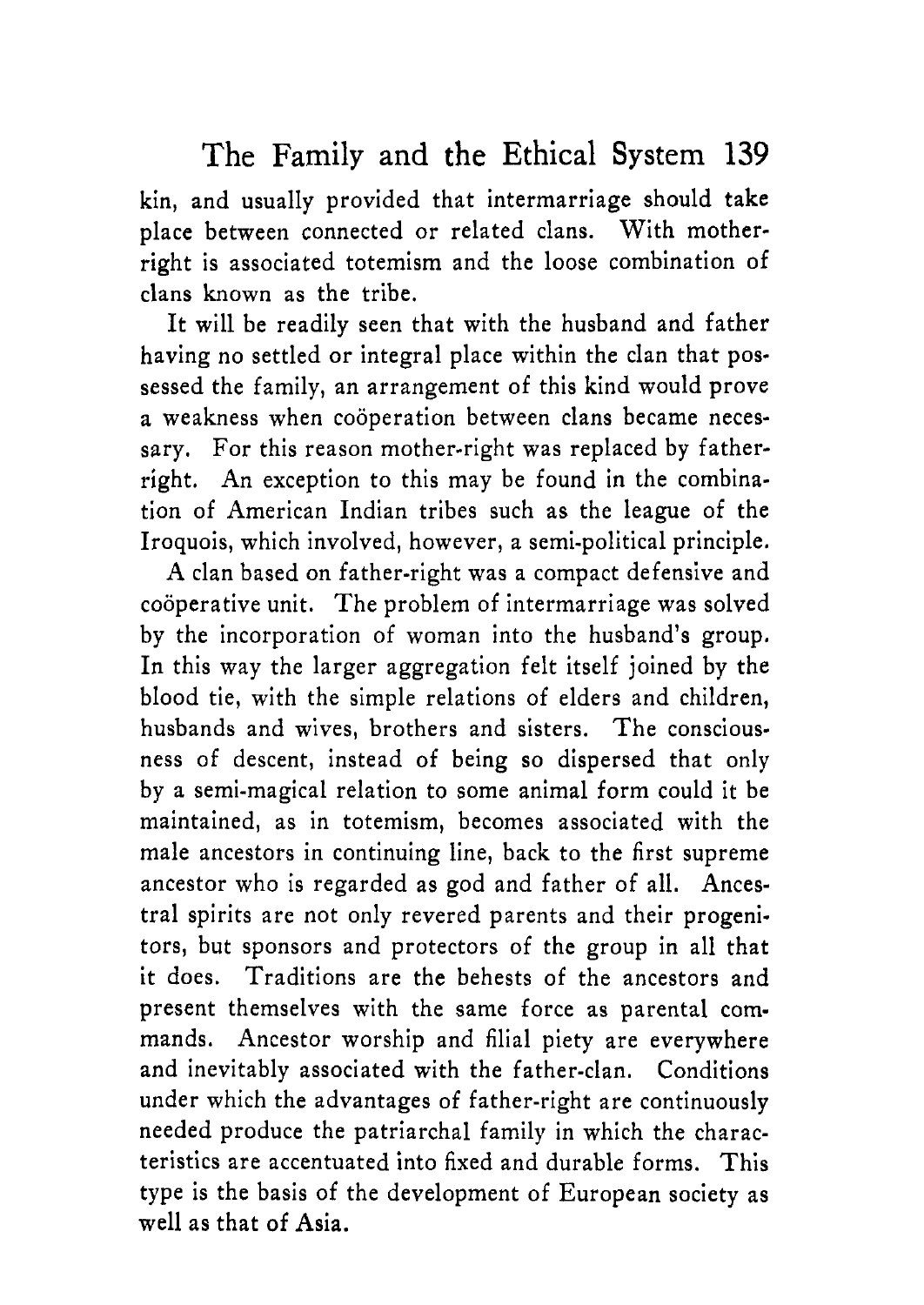kin, and usually provided that intermarriage should take place between connected or related clans. With mother-right is associated totemism and the loose combination of clans known as the tribe.

It will be readily seen that with the husband and father having no settled or integral place within the clan that possessed the family, an arrangement of this kind would prove a weakness when coöperation between clans became necessary. For this reason mother-right was replaced by father-right. An exception to this may be found in the combination of American Indian tribes such as the league of the Iroquois, which involved, however, a semi-political principle.

A clan based on father-right was a compact defensive and coöperative unit. The problem of intermarriage was solved by the incorporation of woman into the husband's group. In this way the larger aggregation felt itself joined by the blood tie, with the simple relations of elders and children, husbands and wives, brothers and sisters. The consciousness of descent, instead of being so dispersed that only by a semi-magical relation to some animal form could it be maintained, as in totemism, becomes associated with the male ancestors in continuing line, back to the first supreme ancestor who is regarded as god and father of all. Ancestral spirits are not only revered parents and their progenitors, but sponsors and protectors of the group in all that it does. Traditions are the behests of the ancestors and present themselves with the same force as parental commands. Ancestor worship and filial piety are everywhere and inevitably associated with the father-clan. Conditions under which the advantages of father-right are continuously needed produce the patriarchal family in which the characteristics are accentuated into fixed and durable forms. This type is the basis of the development of European society as well as that of Asia.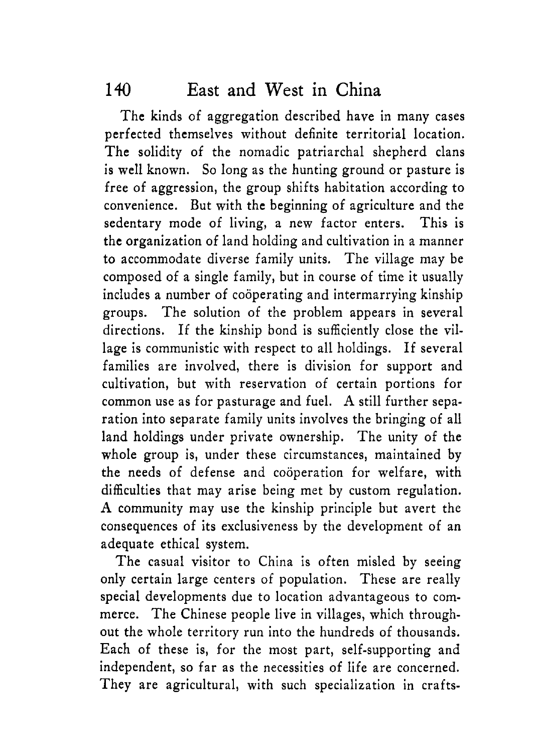The kinds of aggregation described have in many cases perfected themselves without definite territorial location. The solidity of the nomadic patriarchal shepherd clans is well known. So long as the hunting ground or pasture is free of aggression, the group shifts habitation according to convenience. But with the beginning of agriculture and the sedentary mode of living, a new factor enters. This is the organization of land holding and cultivation in a manner to accommodate diverse family units. The village may be composed of a single family, but in course of time it usually includes a number of coöperating and intermarrying kinship groups. The solution of the problem appears in several directions. If the kinship bond is sufficiently close the village is communistic with respect to all holdings. If several families are involved, there is division for support and cultivation, but with reservation of certain portions for common use as for pasturage and fuel. A still further separation into separate family units involves the bringing of all land holdings under private ownership. The unity of the whole group is, under these circumstances, maintained by the needs of defense and coöperation for welfare, with difficulties that may arise being met by custom regulation. A community may use the kinship principle but avert the consequences of its exclusiveness by the development of an adequate ethical system.

The casual visitor to China is often misled by seeing only certain large centers of population. These are really special developments due to location advantageous to commerce. The Chinese people live in villages, which throughout the whole territory run into the hundreds of thousands. Each of these is, for the most part, self-supporting and independent, so far as the necessities of life are concerned. They are agricultural, with such specialization in crafts-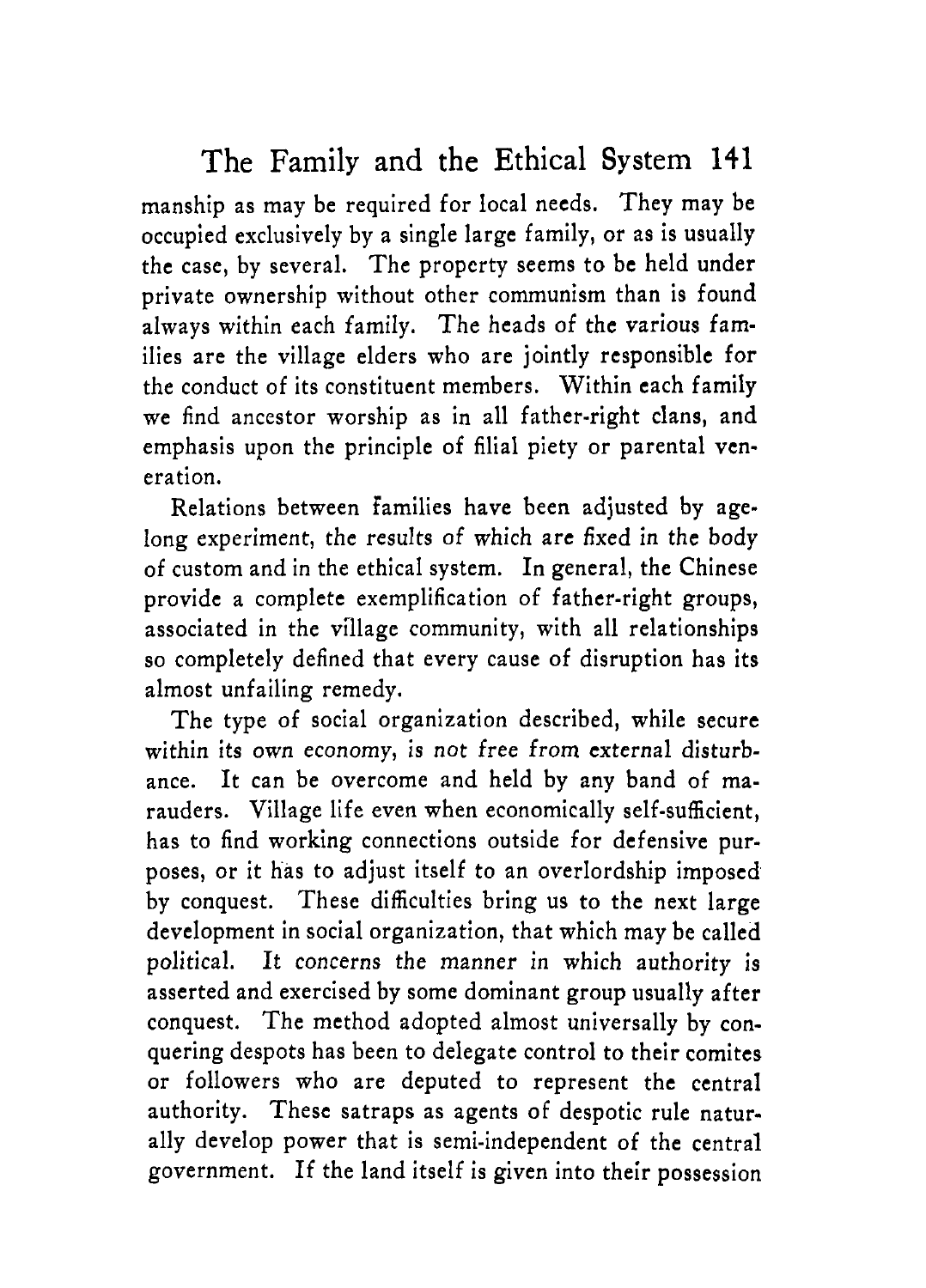manship as may be required for local needs. They may be occupied exclusively by a single large family, or as is usually the case, by several. The property seems to be held under private ownership without other communism than is found always within each family. The heads of the various families are the village elders who are jointly responsible for the conduct of its constituent members. Within each family we find ancestor worship as in all father-right clans, and emphasis upon the principle of filial piety or parental veneration.

Relations between families have been adjusted by age-long experiment, the results of which are fixed in the body of custom and in the ethical system. In general, the Chinese provide a complete exemplification of father-right groups, associated in the village community, with all relationships so completely defined that every cause of disruption has its almost unfailing remedy.

The type of social organization described, while secure within its own economy, is not free from external disturbance. It can be overcome and held by any band of marauders. Village life even when economically self-sufficient, has to find working connections outside for defensive purposes, or it has to adjust itself to an overlordship imposed by conquest. These difficulties bring us to the next large development in social organization, that which may be called political. It concerns the manner in which authority is asserted and exercised by some dominant group usually after conquest. The method adopted almost universally by conquering despots has been to delegate control to their comites or followers who are deputed to represent the central authority. These satraps as agents of despotic rule naturally develop power that is semi-independent of the central government. If the land itself is given into their possession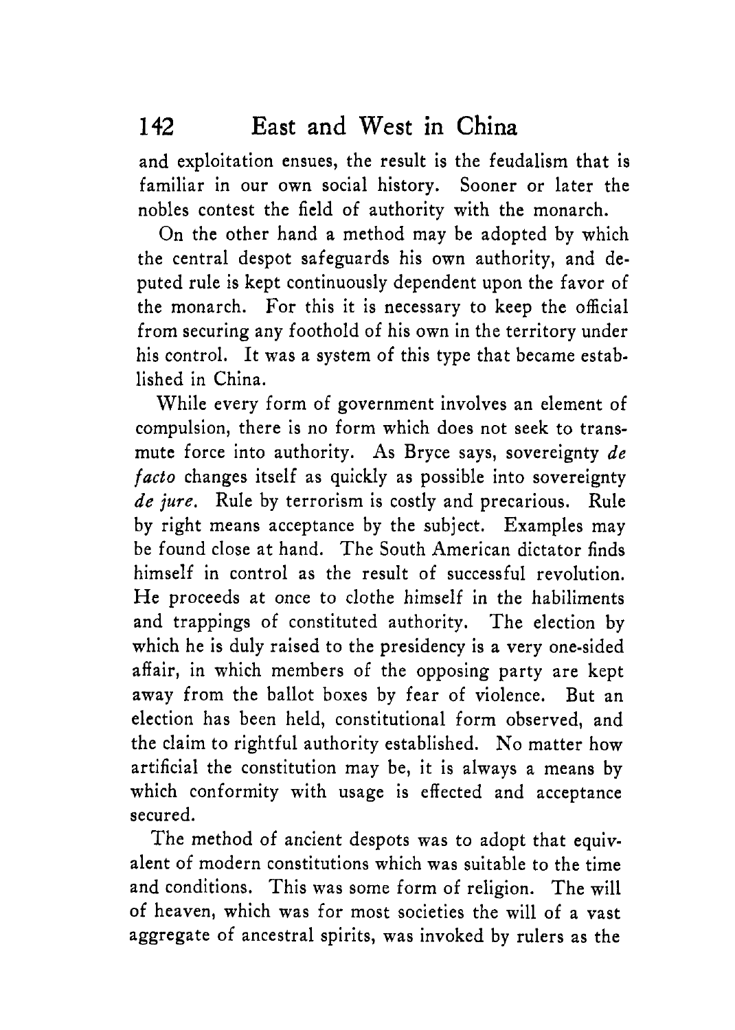and exploitation ensues, the result is the feudalism that is familiar in our own social history. Sooner or later the nobles contest the field of authority with the monarch.

On the other hand a method may be adopted by which the central despot safeguards his own authority, and deputed rule is kept continuously dependent upon the favor of the monarch. For this it is necessary to keep the official from securing any foothold of his own in the territory under his control. It was a system of this type that became established in China.

While every form of government involves an element of compulsion, there is no form which does not seek to transmute force into authority. As Bryce says, sovereignty *de facto* changes itself as quickly as possible into sovereignty *de jure*. Rule by terrorism is costly and precarious. Rule by right means acceptance by the subject. Examples may be found close at hand. The South American dictator finds himself in control as the result of successful revolution. He proceeds at once to clothe himself in the habiliments and trappings of constituted authority. The election by which he is duly raised to the presidency is a very one-sided affair, in which members of the opposing party are kept away from the ballot boxes by fear of violence. But an election has been held, constitutional form observed, and the claim to rightful authority established. No matter how artificial the constitution may be, it is always a means by which conformity with usage is effected and acceptance secured.

The method of ancient despots was to adopt that equivalent of modern constitutions which was suitable to the time and conditions. This was some form of religion. The will of heaven, which was for most societies the will of a vast aggregate of ancestral spirits, was invoked by rulers as the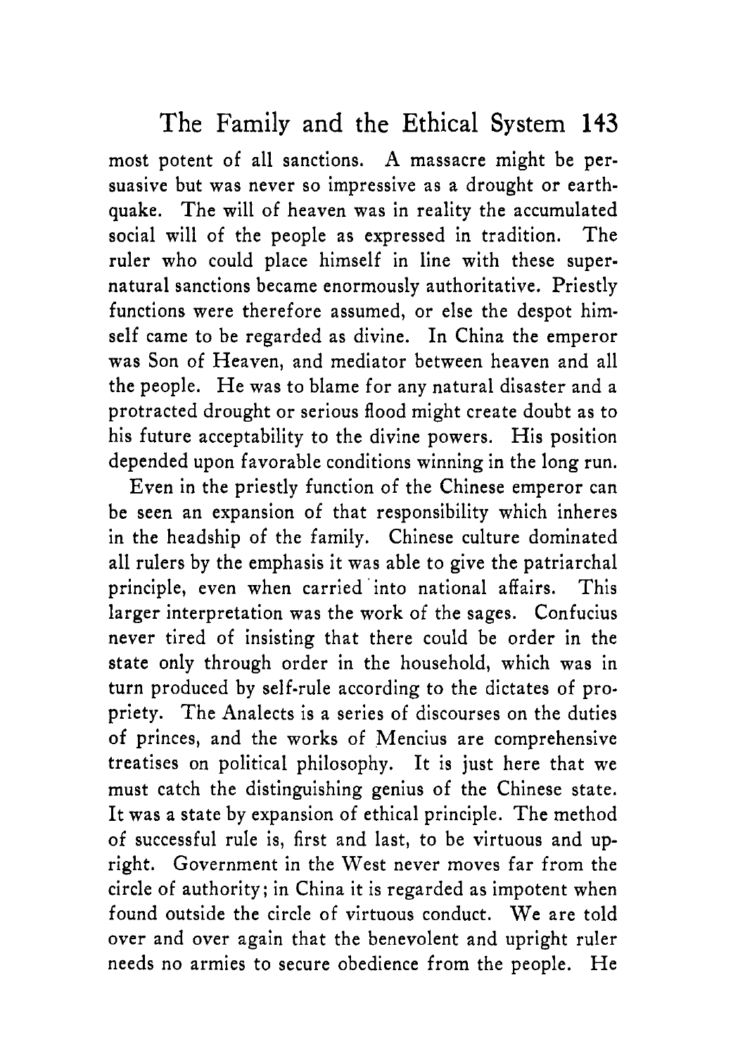most potent of all sanctions. A massacre might be persuasive but was never so impressive as a drought or earthquake. The will of heaven was in reality the accumulated social will of the people as expressed in tradition. The ruler who could place himself in line with these supernatural sanctions became enormously authoritative. Priestly functions were therefore assumed, or else the despot himself came to be regarded as divine. In China the emperor was Son of Heaven, and mediator between heaven and all the people. He was to blame for any natural disaster and a protracted drought or serious flood might create doubt as to his future acceptability to the divine powers. His position depended upon favorable conditions winning in the long run.

Even in the priestly function of the Chinese emperor can be seen an expansion of that responsibility which inheres in the headship of the family. Chinese culture dominated all rulers by the emphasis it was able to give the patriarchal principle, even when carried into national affairs. This larger interpretation was the work of the sages. Confucius never tired of insisting that there could be order in the state only through order in the household, which was in turn produced by self-rule according to the dictates of propriety. The Analects is a series of discourses on the duties of princes, and the works of Mencius are comprehensive treatises on political philosophy. It is just here that we must catch the distinguishing genius of the Chinese state. It was a state by expansion of ethical principle. The method of successful rule is, first and last, to be virtuous and upright. Government in the West never moves far from the circle of authority; in China it is regarded as impotent when found outside the circle of virtuous conduct. We are told over and over again that the benevolent and upright ruler needs no armies to secure obedience from the people. He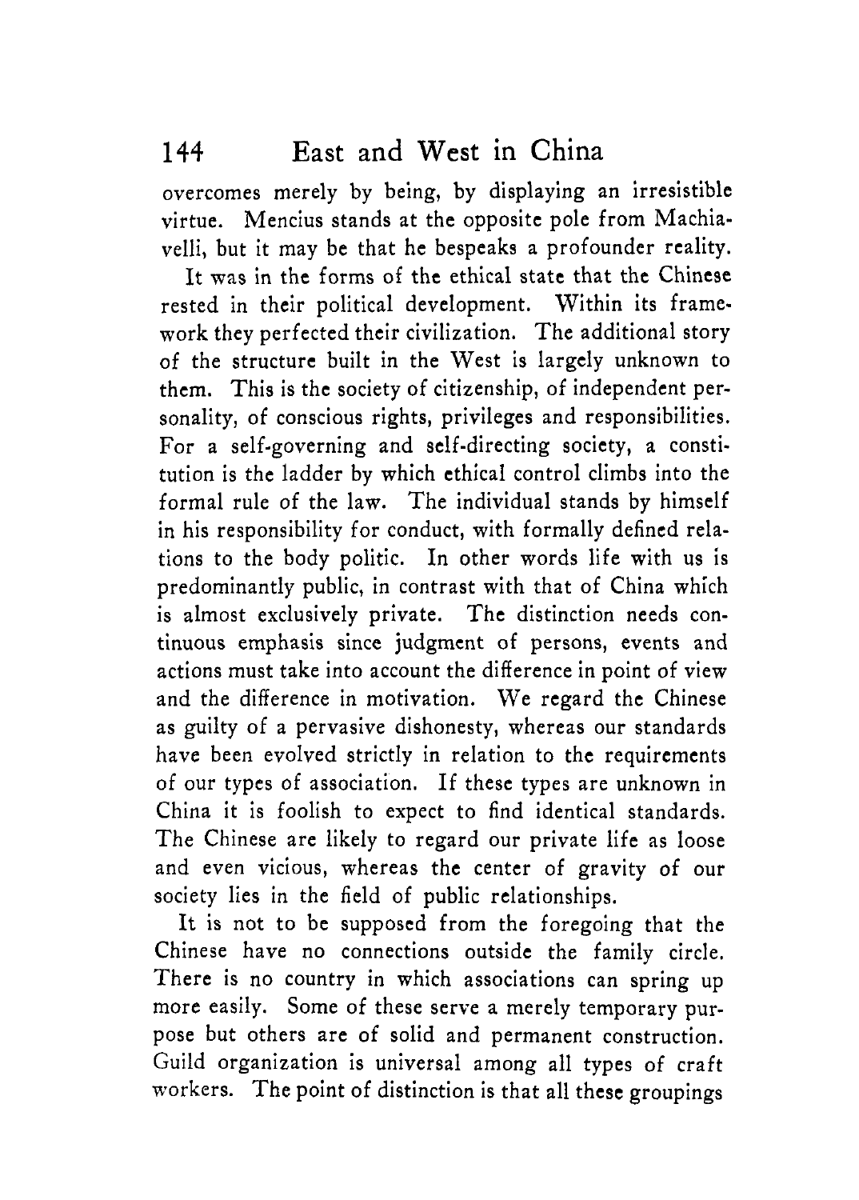overcomes merely by being, by displaying an irresistible virtue. Mencius stands at the opposite pole from Machiavelli, but it may be that he bespeaks a profounder reality.

It was in the forms of the ethical state that the Chinese rested in their political development. Within its framework they perfected their civilization. The additional story of the structure built in the West is largely unknown to them. This is the society of citizenship, of independent personality, of conscious rights, privileges and responsibilities. For a self-governing and self-directing society, a constitution is the ladder by which ethical control climbs into the formal rule of the law. The individual stands by himself in his responsibility for conduct, with formally defined relations to the body politic. In other words life with us is predominantly public, in contrast with that of China which is almost exclusively private. The distinction needs continuous emphasis since judgment of persons, events and actions must take into account the difference in point of view and the difference in motivation. We regard the Chinese as guilty of a pervasive dishonesty, whereas our standards have been evolved strictly in relation to the requirements of our types of association. If these types are unknown in China it is foolish to expect to find identical standards. The Chinese are likely to regard our private life as loose and even vicious, whereas the center of gravity of our society lies in the field of public relationships.

It is not to be supposed from the foregoing that the Chinese have no connections outside the family circle. There is no country in which associations can spring up more easily. Some of these serve a merely temporary purpose but others are of solid and permanent construction. Guild organization is universal among all types of craft workers. The point of distinction is that all these groupings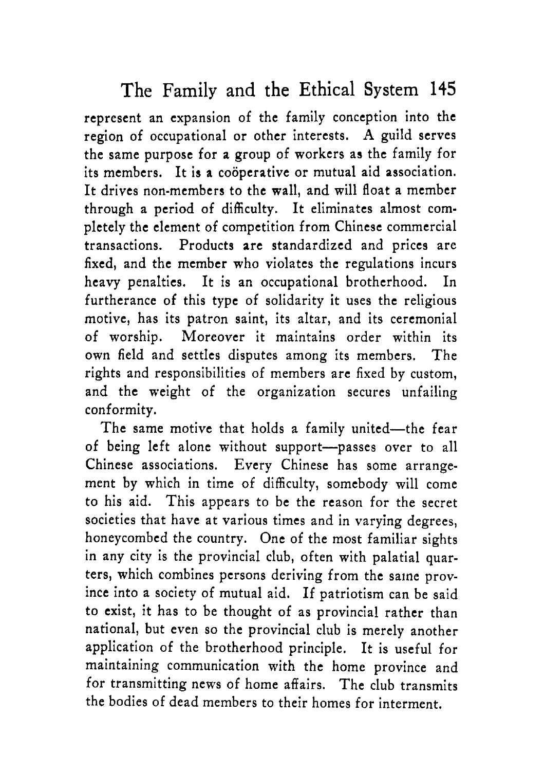represent an expansion of the family conception into the region of occupational or other interests. A guild serves the same purpose for a group of workers as the family for its members. It is a coöperative or mutual aid association. It drives non-members to the wall, and will float a member through a period of difficulty. It eliminates almost completely the element of competition from Chinese commercial transactions. Products are standardized and prices are fixed, and the member who violates the regulations incurs heavy penalties. It is an occupational brotherhood. In furtherance of this type of solidarity it uses the religious motive, has its patron saint, its altar, and its ceremonial of worship. Moreover it maintains order within its own field and settles disputes among its members. The rights and responsibilities of members are fixed by custom, and the weight of the organization secures unfailing conformity.

The same motive that holds a family united—the fear of being left alone without support—passes over to all Chinese associations. Every Chinese has some arrangement by which in time of difficulty, somebody will come to his aid. This appears to be the reason for the secret societies that have at various times and in varying degrees, honeycombed the country. One of the most familiar sights in any city is the provincial club, often with palatial quarters, which combines persons deriving from the same province into a society of mutual aid. If patriotism can be said to exist, it has to be thought of as provincial rather than national, but even so the provincial club is merely another application of the brotherhood principle. It is useful for maintaining communication with the home province and for transmitting news of home affairs. The club transmits the bodies of dead members to their homes for interment.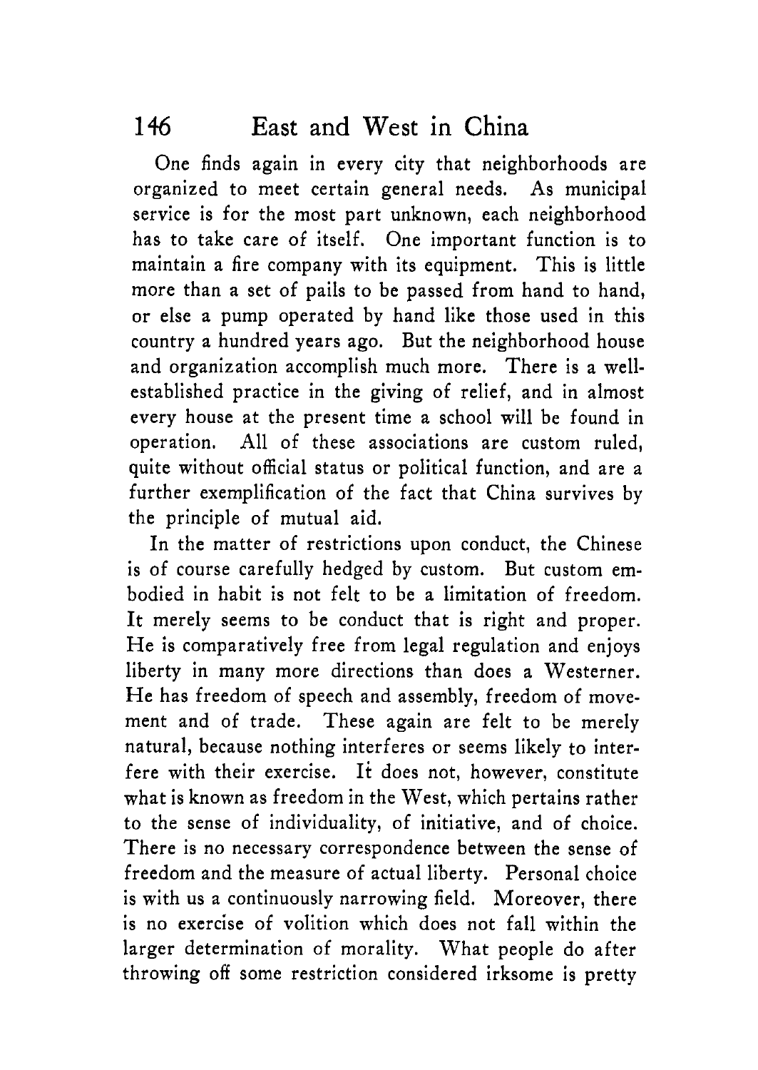One finds again in every city that neighborhoods are organized to meet certain general needs. As municipal service is for the most part unknown, each neighborhood has to take care of itself. One important function is to maintain a fire company with its equipment. This is little more than a set of pails to be passed from hand to hand, or else a pump operated by hand like those used in this country a hundred years ago. But the neighborhood house and organization accomplish much more. There is a well-established practice in the giving of relief, and in almost every house at the present time a school will be found in operation. All of these associations are custom ruled, quite without official status or political function, and are a further exemplification of the fact that China survives by the principle of mutual aid.

In the matter of restrictions upon conduct, the Chinese is of course carefully hedged by custom. But custom embodied in habit is not felt to be a limitation of freedom. It merely seems to be conduct that is right and proper. He is comparatively free from legal regulation and enjoys liberty in many more directions than does a Westerner. He has freedom of speech and assembly, freedom of movement and of trade. These again are felt to be merely natural, because nothing interferes or seems likely to interfere with their exercise. It does not, however, constitute what is known as freedom in the West, which pertains rather to the sense of individuality, of initiative, and of choice. There is no necessary correspondence between the sense of freedom and the measure of actual liberty. Personal choice is with us a continuously narrowing field. Moreover, there is no exercise of volition which does not fall within the larger determination of morality. What people do after throwing off some restriction considered irksome is pretty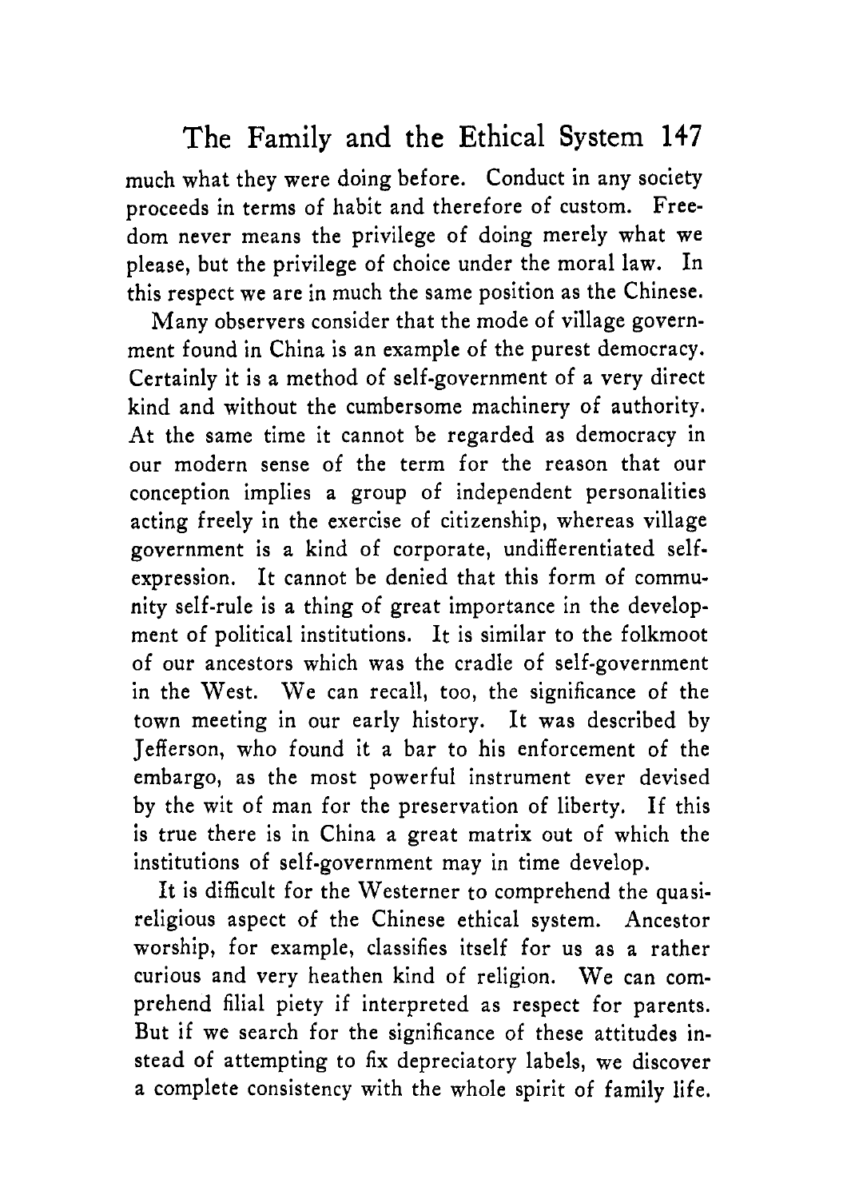much what they were doing before. Conduct in any society proceeds in terms of habit and therefore of custom. Freedom never means the privilege of doing merely what we please, but the privilege of choice under the moral law. In this respect we are in much the same position as the Chinese.

Many observers consider that the mode of village government found in China is an example of the purest democracy. Certainly it is a method of self-government of a very direct kind and without the cumbersome machinery of authority. At the same time it cannot be regarded as democracy in our modern sense of the term for the reason that our conception implies a group of independent personalities acting freely in the exercise of citizenship, whereas village government is a kind of corporate, undifferentiated self-expression. It cannot be denied that this form of community self-rule is a thing of great importance in the development of political institutions. It is similar to the folkmoot of our ancestors which was the cradle of self-government in the West. We can recall, too, the significance of the town meeting in our early history. It was described by Jefferson, who found it a bar to his enforcement of the embargo, as the most powerful instrument ever devised by the wit of man for the preservation of liberty. If this is true there is in China a great matrix out of which the institutions of self-government may in time develop.

It is difficult for the Westerner to comprehend the quasi-religious aspect of the Chinese ethical system. Ancestor worship, for example, classifies itself for us as a rather curious and very heathen kind of religion. We can comprehend filial piety if interpreted as respect for parents. But if we search for the significance of these attitudes instead of attempting to fix depreciatory labels, we discover a complete consistency with the whole spirit of family life.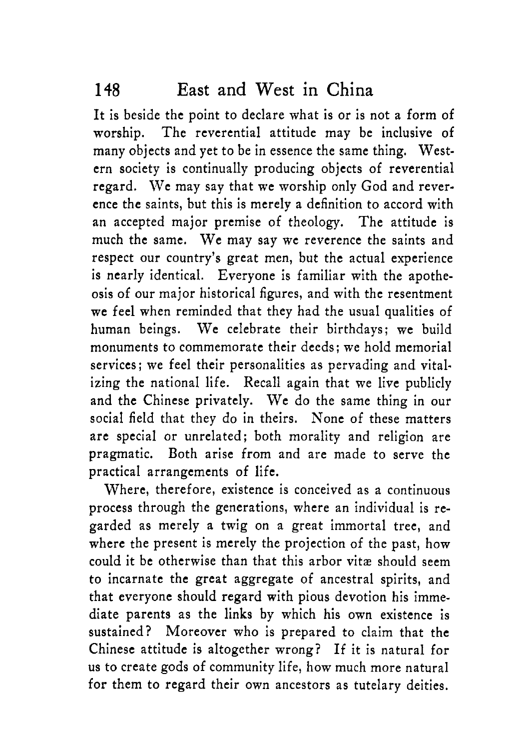It is beside the point to declare what is or is not a form of worship. The reverential attitude may be inclusive of many objects and yet to be in essence the same thing. Western society is continually producing objects of reverential regard. We may say that we worship only God and reverence the saints, but this is merely a definition to accord with an accepted major premise of theology. The attitude is much the same. We may say we reverence the saints and respect our country's great men, but the actual experience is nearly identical. Everyone is familiar with the apotheosis of our major historical figures, and with the resentment we feel when reminded that they had the usual qualities of human beings. We celebrate their birthdays; we build monuments to commemorate their deeds; we hold memorial services; we feel their personalities as pervading and vitalizing the national life. Recall again that we live publicly and the Chinese privately. We do the same thing in our social field that they do in theirs. None of these matters are special or unrelated; both morality and religion are pragmatic. Both arise from and are made to serve the practical arrangements of life.

Where, therefore, existence is conceived as a continuous process through the generations, where an individual is regarded as merely a twig on a great immortal tree, and where the present is merely the projection of the past, how could it be otherwise than that this arbor vitæ should seem to incarnate the great aggregate of ancestral spirits, and that everyone should regard with pious devotion his immediate parents as the links by which his own existence is sustained? Moreover who is prepared to claim that the Chinese attitude is altogether wrong? If it is natural for us to create gods of community life, how much more natural for them to regard their own ancestors as tutelary deities.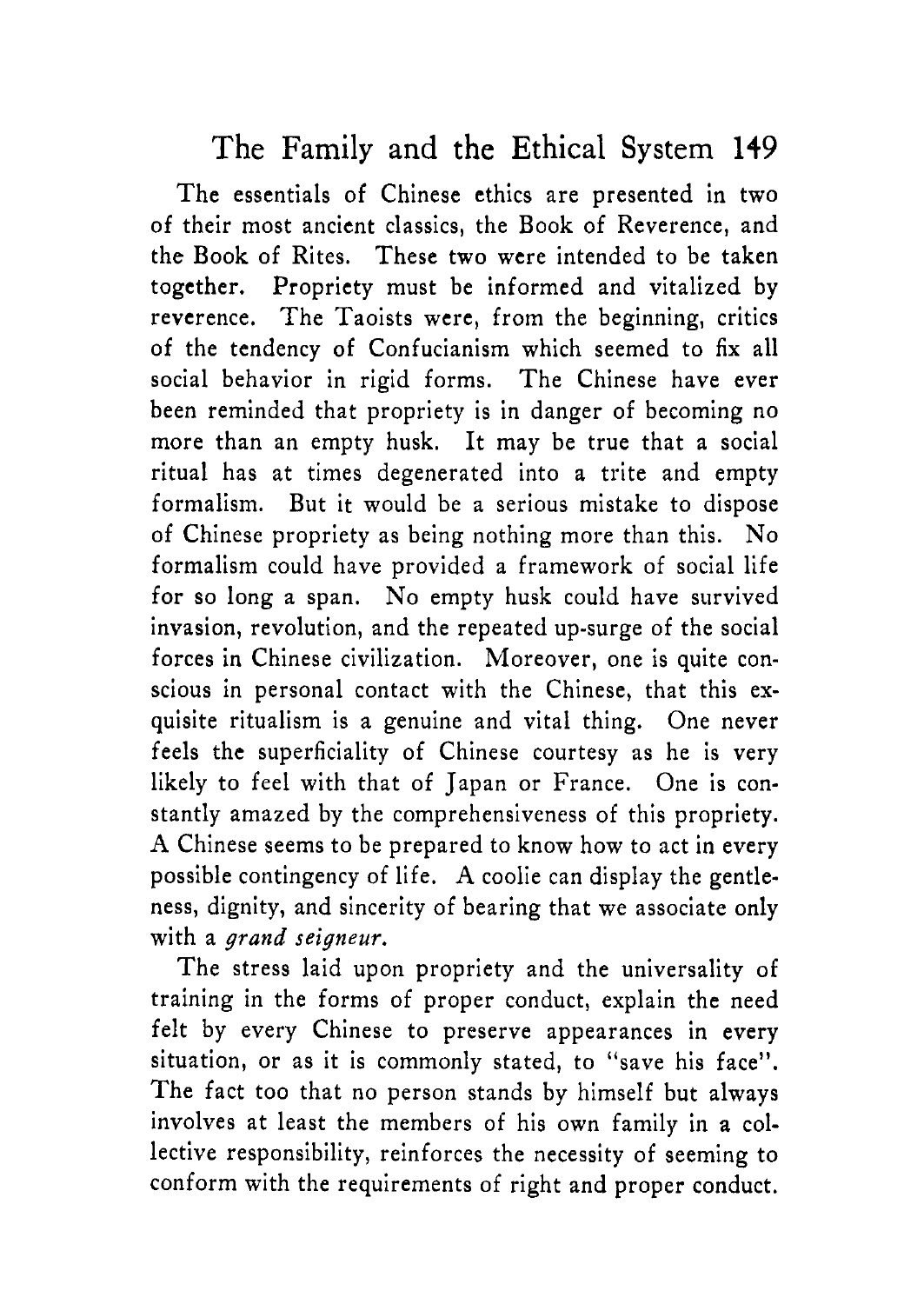The essentials of Chinese ethics are presented in two of their most ancient classics, the Book of Reverence, and the Book of Rites. These two were intended to be taken together. Propriety must be informed and vitalized by reverence. The Taoists were, from the beginning, critics of the tendency of Confucianism which seemed to fix all social behavior in rigid forms. The Chinese have ever been reminded that propriety is in danger of becoming no more than an empty husk. It may be true that a social ritual has at times degenerated into a trite and empty formalism. But it would be a serious mistake to dispose of Chinese propriety as being nothing more than this. No formalism could have provided a framework of social life for so long a span. No empty husk could have survived invasion, revolution, and the repeated up-surge of the social forces in Chinese civilization. Moreover, one is quite conscious in personal contact with the Chinese, that this exquisite ritualism is a genuine and vital thing. One never feels the superficiality of Chinese courtesy as he is very likely to feel with that of Japan or France. One is constantly amazed by the comprehensiveness of this propriety. A Chinese seems to be prepared to know how to act in every possible contingency of life. A coolie can display the gentleness, dignity, and sincerity of bearing that we associate only with a *grand seigneur*.

The stress laid upon propriety and the universality of training in the forms of proper conduct, explain the need felt by every Chinese to preserve appearances in every situation, or as it is commonly stated, to "save his face". The fact too that no person stands by himself but always involves at least the members of his own family in a collective responsibility, reinforces the necessity of seeming to conform with the requirements of right and proper conduct.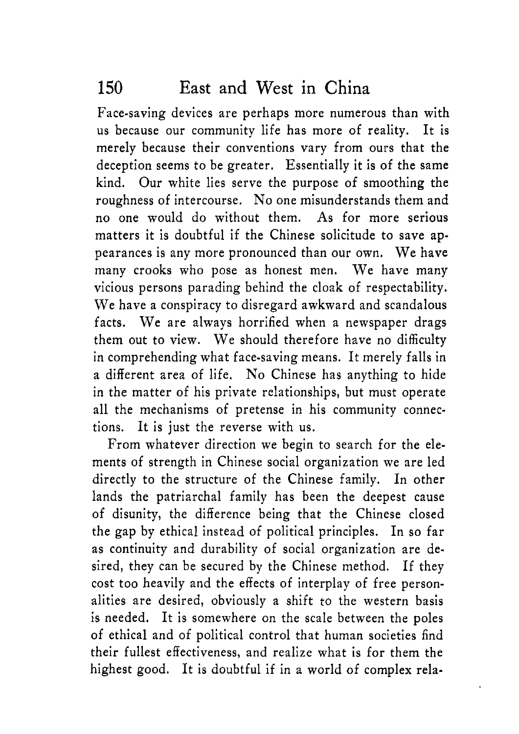Face-saving devices are perhaps more numerous than with us because our community life has more of reality. It is merely because their conventions vary from ours that the deception seems to be greater. Essentially it is of the same kind. Our white lies serve the purpose of smoothing the roughness of intercourse. No one misunderstands them and no one would do without them. As for more serious matters it is doubtful if the Chinese solicitude to save appearances is any more pronounced than our own. We have many crooks who pose as honest men. We have many vicious persons parading behind the cloak of respectability. We have a conspiracy to disregard awkward and scandalous facts. We are always horrified when a newspaper drags them out to view. We should therefore have no difficulty in comprehending what face-saving means. It merely falls in a different area of life. No Chinese has anything to hide in the matter of his private relationships, but must operate all the mechanisms of pretense in his community connections. It is just the reverse with us.

From whatever direction we begin to search for the elements of strength in Chinese social organization we are led directly to the structure of the Chinese family. In other lands the patriarchal family has been the deepest cause of disunity, the difference being that the Chinese closed the gap by ethical instead of political principles. In so far as continuity and durability of social organization are desired, they can be secured by the Chinese method. If they cost too heavily and the effects of interplay of free personalities are desired, obviously a shift to the western basis is needed. It is somewhere on the scale between the poles of ethical and of political control that human societies find their fullest effectiveness, and realize what is for them the highest good. It is doubtful if in a world of complex rela-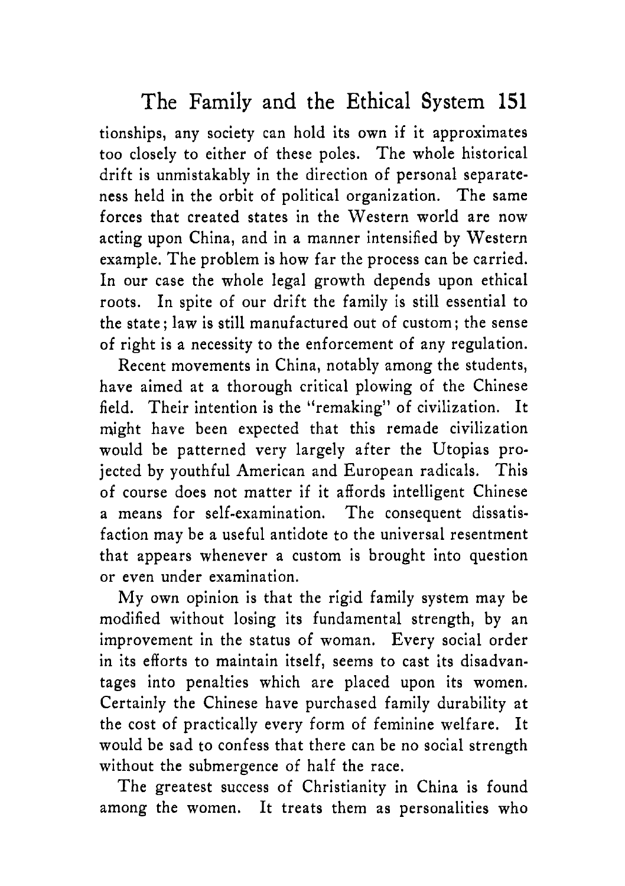tionships, any society can hold its own if it approximates too closely to either of these poles. The whole historical drift is unmistakably in the direction of personal separateness held in the orbit of political organization. The same forces that created states in the Western world are now acting upon China, and in a manner intensified by Western example. The problem is how far the process can be carried. In our case the whole legal growth depends upon ethical roots. In spite of our drift the family is still essential to the state; law is still manufactured out of custom; the sense of right is a necessity to the enforcement of any regulation.

Recent movements in China, notably among the students, have aimed at a thorough critical plowing of the Chinese field. Their intention is the "remaking" of civilization. It might have been expected that this remade civilization would be patterned very largely after the Utopias projected by youthful American and European radicals. This of course does not matter if it affords intelligent Chinese a means for self-examination. The consequent dissatisfaction may be a useful antidote to the universal resentment that appears whenever a custom is brought into question or even under examination.

My own opinion is that the rigid family system may be modified without losing its fundamental strength, by an improvement in the status of woman. Every social order in its efforts to maintain itself, seems to cast its disadvantages into penalties which are placed upon its women. Certainly the Chinese have purchased family durability at the cost of practically every form of feminine welfare. It would be sad to confess that there can be no social strength without the submergence of half the race.

The greatest success of Christianity in China is found among the women. It treats them as personalities who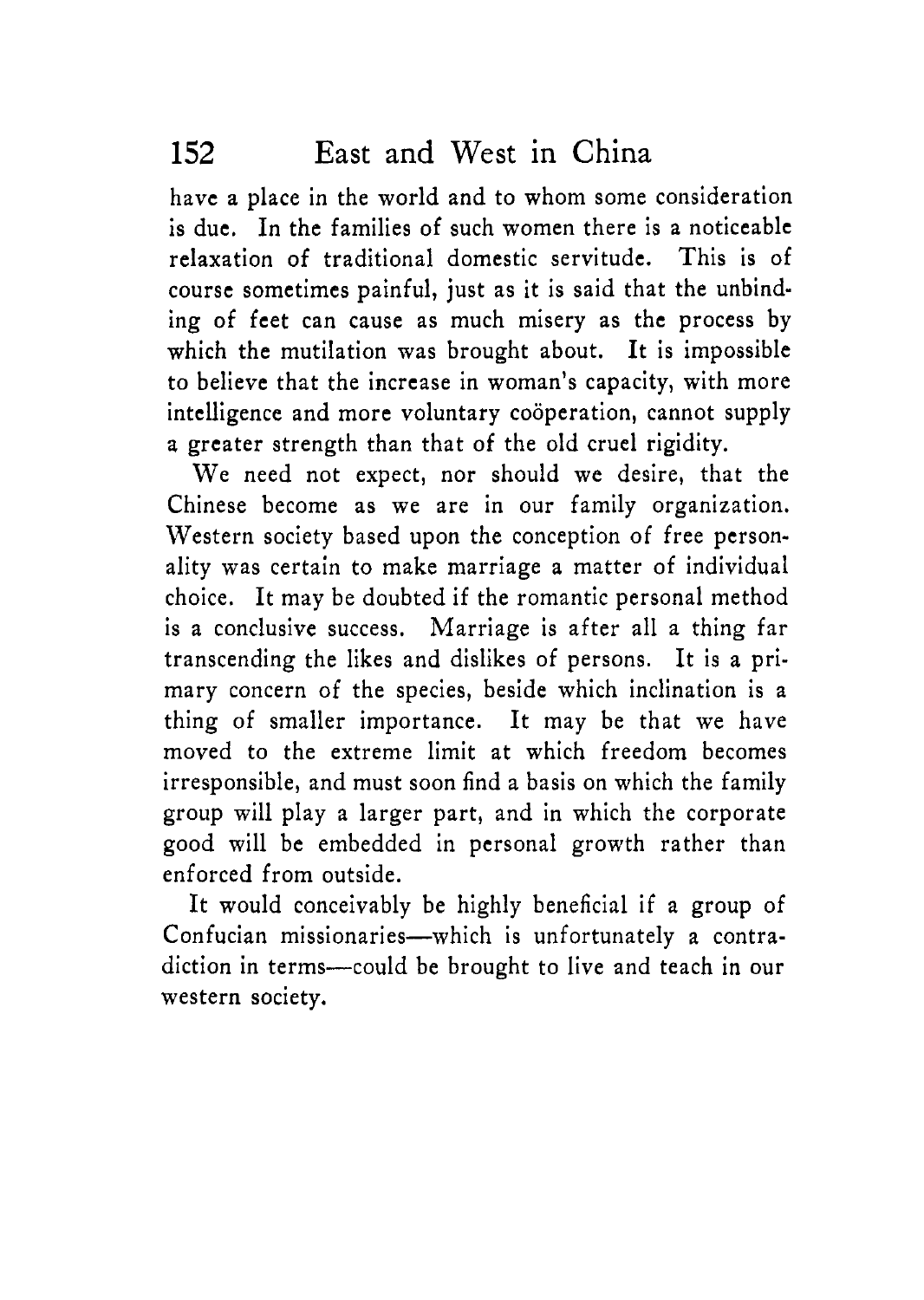have a place in the world and to whom some consideration is due. In the families of such women there is a noticeable relaxation of traditional domestic servitude. This is of course sometimes painful, just as it is said that the unbinding of feet can cause as much misery as the process by which the mutilation was brought about. It is impossible to believe that the increase in woman's capacity, with more intelligence and more voluntary coöperation, cannot supply a greater strength than that of the old cruel rigidity.

We need not expect, nor should we desire, that the Chinese become as we are in our family organization. Western society based upon the conception of free personality was certain to make marriage a matter of individual choice. It may be doubted if the romantic personal method is a conclusive success. Marriage is after all a thing far transcending the likes and dislikes of persons. It is a primary concern of the species, beside which inclination is a thing of smaller importance. It may be that we have moved to the extreme limit at which freedom becomes irresponsible, and must soon find a basis on which the family group will play a larger part, and in which the corporate good will be embedded in personal growth rather than enforced from outside.

It would conceivably be highly beneficial if a group of Confucian missionaries—which is unfortunately a contradiction in terms—could be brought to live and teach in our western society.